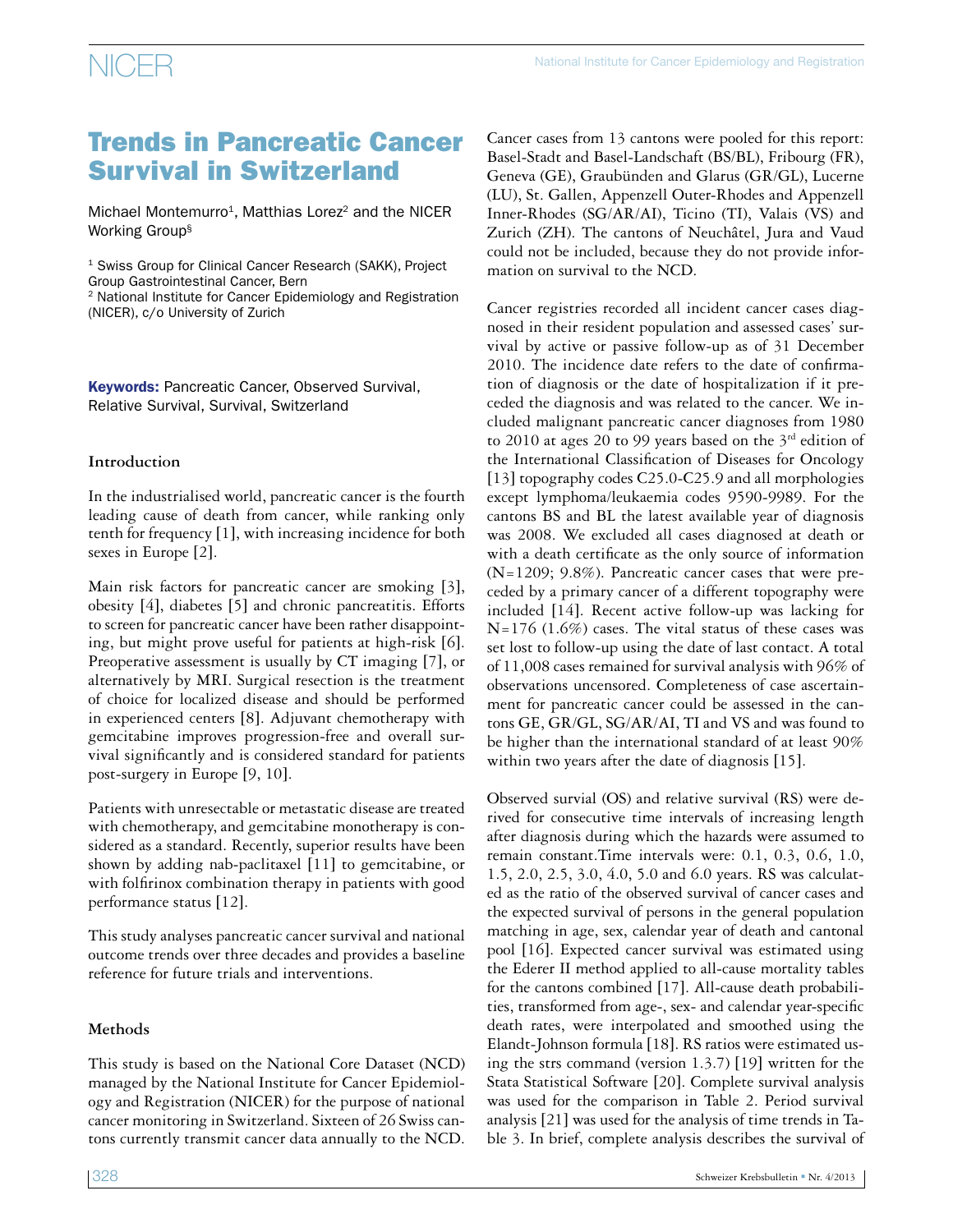# Trends in Pancreatic Cancer Survival in Switzerland

Michael Montemurro[1], Matthias Lorez[2] and the NICER Working Group[§]

[1] Swiss Group for Clinical Cancer Research (SAKK), Project Group Gastrointestinal Cancer, Bern
[2] National Institute for Cancer Epidemiology and Registration (NICER), c/o University of Zurich

**Keywords:** Pancreatic Cancer, Observed Survival, Relative Survival, Survival, Switzerland

## Introduction

In the industrialised world, pancreatic cancer is the fourth leading cause of death from cancer, while ranking only tenth for frequency [1], with increasing incidence for both sexes in Europe [2].

Main risk factors for pancreatic cancer are smoking [3], obesity [4], diabetes [5] and chronic pancreatitis. Efforts to screen for pancreatic cancer have been rather disappointing, but might prove useful for patients at high-risk [6]. Preoperative assessment is usually by CT imaging [7], or alternatively by MRI. Surgical resection is the treatment of choice for localized disease and should be performed in experienced centers [8]. Adjuvant chemotherapy with gemcitabine improves progression-free and overall survival significantly and is considered standard for patients post-surgery in Europe [9, 10].

Patients with unresectable or metastatic disease are treated with chemotherapy, and gemcitabine monotherapy is considered as a standard. Recently, superior results have been shown by adding nab-paclitaxel [11] to gemcitabine, or with folfirinox combination therapy in patients with good performance status [12].

This study analyses pancreatic cancer survival and national outcome trends over three decades and provides a baseline reference for future trials and interventions.

## Methods

This study is based on the National Core Dataset (NCD) managed by the National Institute for Cancer Epidemiology and Registration (NICER) for the purpose of national cancer monitoring in Switzerland. Sixteen of 26 Swiss cantons currently transmit cancer data annually to the NCD. Cancer cases from 13 cantons were pooled for this report: Basel-Stadt and Basel-Landschaft (BS/BL), Fribourg (FR), Geneva (GE), Graubünden and Glarus (GR/GL), Lucerne (LU), St. Gallen, Appenzell Outer-Rhodes and Appenzell Inner-Rhodes (SG/AR/AI), Ticino (TI), Valais (VS) and Zurich (ZH). The cantons of Neuchâtel, Jura and Vaud could not be included, because they do not provide information on survival to the NCD.

Cancer registries recorded all incident cancer cases diagnosed in their resident population and assessed cases' survival by active or passive follow-up as of 31 December 2010. The incidence date refers to the date of confirmation of diagnosis or the date of hospitalization if it preceded the diagnosis and was related to the cancer. We included malignant pancreatic cancer diagnoses from 1980 to 2010 at ages 20 to 99 years based on the 3rd edition of the International Classification of Diseases for Oncology [13] topography codes C25.0-C25.9 and all morphologies except lymphoma/leukaemia codes 9590-9989. For the cantons BS and BL the latest available year of diagnosis was 2008. We excluded all cases diagnosed at death or with a death certificate as the only source of information (N=1209; 9.8%). Pancreatic cancer cases that were preceded by a primary cancer of a different topography were included [14]. Recent active follow-up was lacking for N=176 (1.6%) cases. The vital status of these cases was set lost to follow-up using the date of last contact. A total of 11,008 cases remained for survival analysis with 96% of observations uncensored. Completeness of case ascertainment for pancreatic cancer could be assessed in the cantons GE, GR/GL, SG/AR/AI, TI and VS and was found to be higher than the international standard of at least 90% within two years after the date of diagnosis [15].

Observed survial (OS) and relative survival (RS) were derived for consecutive time intervals of increasing length after diagnosis during which the hazards were assumed to remain constant.Time intervals were: 0.1, 0.3, 0.6, 1.0, 1.5, 2.0, 2.5, 3.0, 4.0, 5.0 and 6.0 years. RS was calculated as the ratio of the observed survival of cancer cases and the expected survival of persons in the general population matching in age, sex, calendar year of death and cantonal pool [16]. Expected cancer survival was estimated using the Ederer II method applied to all-cause mortality tables for the cantons combined [17]. All-cause death probabilities, transformed from age-, sex- and calendar year-specific death rates, were interpolated and smoothed using the Elandt-Johnson formula [18]. RS ratios were estimated using the strs command (version 1.3.7) [19] written for the Stata Statistical Software [20]. Complete survival analysis was used for the comparison in Table 2. Period survival analysis [21] was used for the analysis of time trends in Table 3. In brief, complete analysis describes the survival of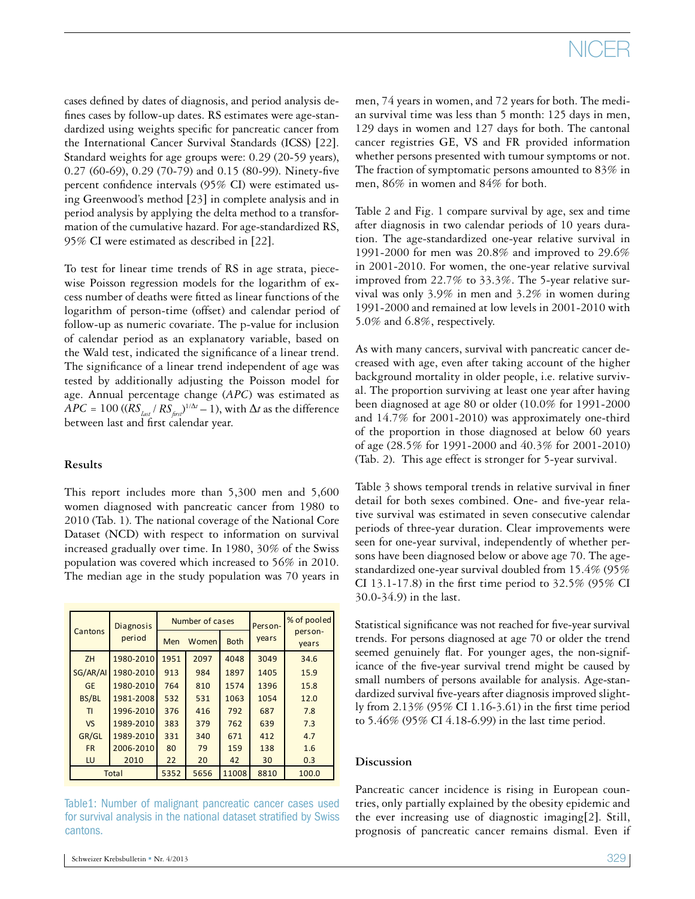cases defined by dates of diagnosis, and period analysis defines cases by follow-up dates. RS estimates were age-standardized using weights specific for pancreatic cancer from the International Cancer Survival Standards (ICSS) [22]. Standard weights for age groups were: 0.29 (20-59 years), 0.27 (60-69), 0.29 (70-79) and 0.15 (80-99). Ninety-five percent confidence intervals (95% CI) were estimated using Greenwood's method [23] in complete analysis and in period analysis by applying the delta method to a transformation of the cumulative hazard. For age-standardized RS, 95% CI were estimated as described in [22].

To test for linear time trends of RS in age strata, piecewise Poisson regression models for the logarithm of excess number of deaths were fitted as linear functions of the logarithm of person-time (offset) and calendar period of follow-up as numeric covariate. The p-value for inclusion of calendar period as an explanatory variable, based on the Wald test, indicated the significance of a linear trend. The significance of a linear trend independent of age was tested by additionally adjusting the Poisson model for age. Annual percentage change (*APC*) was estimated as $APC = 100\,((RS_{last} / RS_{first})^{1/\Delta t} - 1)$, with $\Delta t$ as the difference between last and first calendar year.

## Results

This report includes more than 5,300 men and 5,600 women diagnosed with pancreatic cancer from 1980 to 2010 (Tab. 1). The national coverage of the National Core Dataset (NCD) with respect to information on survival increased gradually over time. In 1980, 30% of the Swiss population was covered which increased to 56% in 2010. The median age in the study population was 70 years in men, 74 years in women, and 72 years for both. The median survival time was less than 5 month: 125 days in men, 129 days in women and 127 days for both. The cantonal cancer registries GE, VS and FR provided information whether persons presented with tumour symptoms or not. The fraction of symptomatic persons amounted to 83% in men, 86% in women and 84% for both.

| Cantons | Diagnosis period | Number of cases | | | Person-years | % of pooled person-years |
|---|---|---|---|---|---|---|
| | | Men | Women | Both | | |
| ZH | 1980-2010 | 1951 | 2097 | 4048 | 3049 | 34.6 |
| SG/AR/AI | 1980-2010 | 913 | 984 | 1897 | 1405 | 15.9 |
| GE | 1980-2010 | 764 | 810 | 1574 | 1396 | 15.8 |
| BS/BL | 1981-2008 | 532 | 531 | 1063 | 1054 | 12.0 |
| TI | 1996-2010 | 376 | 416 | 792 | 687 | 7.8 |
| VS | 1989-2010 | 383 | 379 | 762 | 639 | 7.3 |
| GR/GL | 1989-2010 | 331 | 340 | 671 | 412 | 4.7 |
| FR | 2006-2010 | 80 | 79 | 159 | 138 | 1.6 |
| LU | 2010 | 22 | 20 | 42 | 30 | 0.3 |
| Total | | 5352 | 5656 | 11008 | 8810 | 100.0 |

Table1: Number of malignant pancreatic cancer cases used for survival analysis in the national dataset stratified by Swiss cantons.

Table 2 and Fig. 1 compare survival by age, sex and time after diagnosis in two calendar periods of 10 years duration. The age-standardized one-year relative survival in 1991-2000 for men was 20.8% and improved to 29.6% in 2001-2010. For women, the one-year relative survival improved from 22.7% to 33.3%. The 5-year relative survival was only 3.9% in men and 3.2% in women during 1991-2000 and remained at low levels in 2001-2010 with 5.0% and 6.8%, respectively.

As with many cancers, survival with pancreatic cancer decreased with age, even after taking account of the higher background mortality in older people, i.e. relative survival. The proportion surviving at least one year after having been diagnosed at age 80 or older (10.0% for 1991-2000 and 14.7% for 2001-2010) was approximately one-third of the proportion in those diagnosed at below 60 years of age (28.5% for 1991-2000 and 40.3% for 2001-2010) (Tab. 2). This age effect is stronger for 5-year survival.

Table 3 shows temporal trends in relative survival in finer detail for both sexes combined. One- and five-year relative survival was estimated in seven consecutive calendar periods of three-year duration. Clear improvements were seen for one-year survival, independently of whether persons have been diagnosed below or above age 70. The age-standardized one-year survival doubled from 15.4% (95% CI 13.1-17.8) in the first time period to 32.5% (95% CI 30.0-34.9) in the last.

Statistical significance was not reached for five-year survival trends. For persons diagnosed at age 70 or older the trend seemed genuinely flat. For younger ages, the non-significance of the five-year survival trend might be caused by small numbers of persons available for analysis. Age-standardized survival five-years after diagnosis improved slightly from 2.13% (95% CI 1.16-3.61) in the first time period to 5.46% (95% CI 4.18-6.99) in the last time period.

## Discussion

Pancreatic cancer incidence is rising in European countries, only partially explained by the obesity epidemic and the ever increasing use of diagnostic imaging[2]. Still, prognosis of pancreatic cancer remains dismal. Even if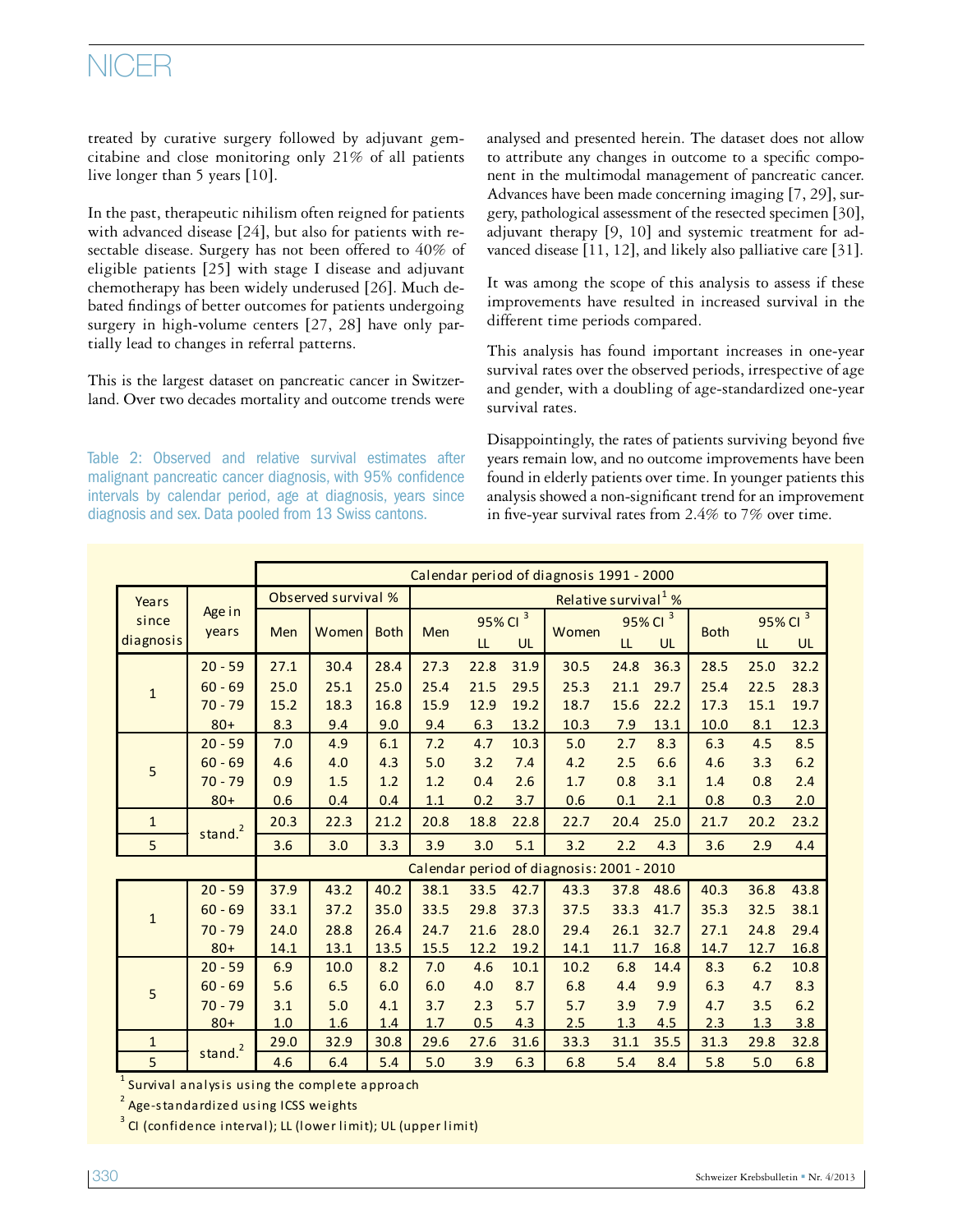treated by curative surgery followed by adjuvant gemcitabine and close monitoring only 21% of all patients live longer than 5 years [10].

In the past, therapeutic nihilism often reigned for patients with advanced disease [24], but also for patients with resectable disease. Surgery has not been offered to 40% of eligible patients [25] with stage I disease and adjuvant chemotherapy has been widely underused [26]. Much debated findings of better outcomes for patients undergoing surgery in high-volume centers [27, 28] have only partially lead to changes in referral patterns.

This is the largest dataset on pancreatic cancer in Switzerland. Over two decades mortality and outcome trends were analysed and presented herein. The dataset does not allow to attribute any changes in outcome to a specific component in the multimodal management of pancreatic cancer. Advances have been made concerning imaging [7, 29], surgery, pathological assessment of the resected specimen [30], adjuvant therapy [9, 10] and systemic treatment for advanced disease [11, 12], and likely also palliative care [31].

It was among the scope of this analysis to assess if these improvements have resulted in increased survival in the different time periods compared.

This analysis has found important increases in one-year survival rates over the observed periods, irrespective of age and gender, with a doubling of age-standardized one-year survival rates.

Disappointingly, the rates of patients surviving beyond five years remain low, and no outcome improvements have been found in elderly patients over time. In younger patients this analysis showed a non-significant trend for an improvement in five-year survival rates from 2.4% to 7% over time.

Table 2: Observed and relative survival estimates after malignant pancreatic cancer diagnosis, with 95% confidence intervals by calendar period, age at diagnosis, years since diagnosis and sex. Data pooled from 13 Swiss cantons.

| Years since diagnosis | Age in years | Observed survival % | | | Relative survival[1] % | | | | | | | | |
|---|---|---|---|---|---|---|---|---|---|---|---|---|---|
| | | Men | Women | Both | Men | 95% CI[3] LL | 95% CI[3] UL | Women | 95% CI[3] LL | 95% CI[3] UL | Both | 95% CI[3] LL | 95% CI[3] UL |
| **Calendar period of diagnosis 1991 - 2000** | | | | | | | | | | | | | |
| 1 | 20 - 59 | 27.1 | 30.4 | 28.4 | 27.3 | 22.8 | 31.9 | 30.5 | 24.8 | 36.3 | 28.5 | 25.0 | 32.2 |
| | 60 - 69 | 25.0 | 25.1 | 25.0 | 25.4 | 21.5 | 29.5 | 25.3 | 21.1 | 29.7 | 25.4 | 22.5 | 28.3 |
| | 70 - 79 | 15.2 | 18.3 | 16.8 | 15.9 | 12.9 | 19.2 | 18.7 | 15.6 | 22.2 | 17.3 | 15.1 | 19.7 |
| | 80+ | 8.3 | 9.4 | 9.0 | 9.4 | 6.3 | 13.2 | 10.3 | 7.9 | 13.1 | 10.0 | 8.1 | 12.3 |
| 5 | 20 - 59 | 7.0 | 4.9 | 6.1 | 7.2 | 4.7 | 10.3 | 5.0 | 2.7 | 8.3 | 6.3 | 4.5 | 8.5 |
| | 60 - 69 | 4.6 | 4.0 | 4.3 | 5.0 | 3.2 | 7.4 | 4.2 | 2.5 | 6.6 | 4.6 | 3.3 | 6.2 |
| | 70 - 79 | 0.9 | 1.5 | 1.2 | 1.2 | 0.4 | 2.6 | 1.7 | 0.8 | 3.1 | 1.4 | 0.8 | 2.4 |
| | 80+ | 0.6 | 0.4 | 0.4 | 1.1 | 0.2 | 3.7 | 0.6 | 0.1 | 2.1 | 0.8 | 0.3 | 2.0 |
| 1 | stand.[2] | 20.3 | 22.3 | 21.2 | 20.8 | 18.8 | 22.8 | 22.7 | 20.4 | 25.0 | 21.7 | 20.2 | 23.2 |
| 5 | stand.[2] | 3.6 | 3.0 | 3.3 | 3.9 | 3.0 | 5.1 | 3.2 | 2.2 | 4.3 | 3.6 | 2.9 | 4.4 |
| **Calendar period of diagnosis: 2001 - 2010** | | | | | | | | | | | | | |
| 1 | 20 - 59 | 37.9 | 43.2 | 40.2 | 38.1 | 33.5 | 42.7 | 43.3 | 37.8 | 48.6 | 40.3 | 36.8 | 43.8 |
| | 60 - 69 | 33.1 | 37.2 | 35.0 | 33.5 | 29.8 | 37.3 | 37.5 | 33.3 | 41.7 | 35.3 | 32.5 | 38.1 |
| | 70 - 79 | 24.0 | 28.8 | 26.4 | 24.7 | 21.6 | 28.0 | 29.4 | 26.1 | 32.7 | 27.1 | 24.8 | 29.4 |
| | 80+ | 14.1 | 13.1 | 13.5 | 15.5 | 12.2 | 19.2 | 14.1 | 11.7 | 16.8 | 14.7 | 12.7 | 16.8 |
| 5 | 20 - 59 | 6.9 | 10.0 | 8.2 | 7.0 | 4.6 | 10.1 | 10.2 | 6.8 | 14.4 | 8.3 | 6.2 | 10.8 |
| | 60 - 69 | 5.6 | 6.5 | 6.0 | 6.0 | 4.0 | 8.7 | 6.8 | 4.4 | 9.9 | 6.3 | 4.7 | 8.3 |
| | 70 - 79 | 3.1 | 5.0 | 4.1 | 3.7 | 2.3 | 5.7 | 5.7 | 3.9 | 7.9 | 4.7 | 3.5 | 6.2 |
| | 80+ | 1.0 | 1.6 | 1.4 | 1.7 | 0.5 | 4.3 | 2.5 | 1.3 | 4.5 | 2.3 | 1.3 | 3.8 |
| 1 | stand.[2] | 29.0 | 32.9 | 30.8 | 29.6 | 27.6 | 31.6 | 33.3 | 31.1 | 35.5 | 31.3 | 29.8 | 32.8 |
| 5 | stand.[2] | 4.6 | 6.4 | 5.4 | 5.0 | 3.9 | 6.3 | 6.8 | 5.4 | 8.4 | 5.8 | 5.0 | 6.8 |

[1] Survival analysis using the complete approach

[2] Age-standardized using ICSS weights

[3] CI (confidence interval); LL (lower limit); UL (upper limit)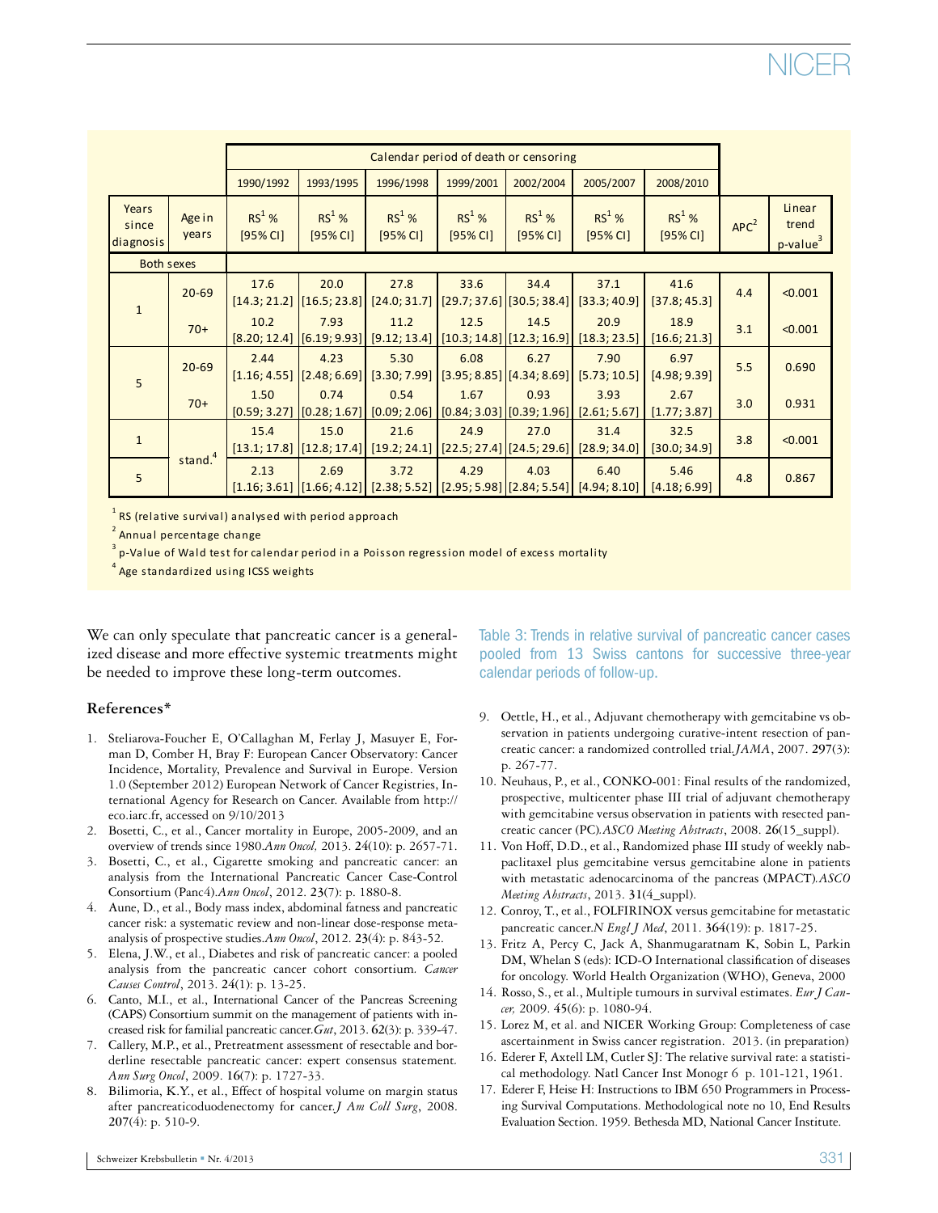| | | Calendar period of death or censoring | | | | | | | | |
|---|---|---|---|---|---|---|---|---|---|---|
| | | 1990/1992 | 1993/1995 | 1996/1998 | 1999/2001 | 2002/2004 | 2005/2007 | 2008/2010 | | |
| Years since diagnosis | Age in years | RS[1] % [95% CI] | RS[1] % [95% CI] | RS[1] % [95% CI] | RS[1] % [95% CI] | RS[1] % [95% CI] | RS[1] % [95% CI] | RS[1] % [95% CI] | APC[2] | Linear trend p-value[3] |
| Both sexes | | | | | | | | | | |
| 1 | 20-69 | 17.6 [14.3; 21.2] | 20.0 [16.5; 23.8] | 27.8 [24.0; 31.7] | 33.6 [29.7; 37.6] | 34.4 [30.5; 38.4] | 37.1 [33.3; 40.9] | 41.6 [37.8; 45.3] | 4.4 | <0.001 |
| | 70+ | 10.2 [8.20; 12.4] | 7.93 [6.19; 9.93] | 11.2 [9.12; 13.4] | 12.5 [10.3; 14.8] | 14.5 [12.3; 16.9] | 20.9 [18.3; 23.5] | 18.9 [16.6; 21.3] | 3.1 | <0.001 |
| 5 | 20-69 | 2.44 [1.16; 4.55] | 4.23 [2.48; 6.69] | 5.30 [3.30; 7.99] | 6.08 [3.95; 8.85] | 6.27 [4.34; 8.69] | 7.90 [5.73; 10.5] | 6.97 [4.98; 9.39] | 5.5 | 0.690 |
| | 70+ | 1.50 [0.59; 3.27] | 0.74 [0.28; 1.67] | 0.54 [0.09; 2.06] | 1.67 [0.84; 3.03] | 0.93 [0.39; 1.96] | 3.93 [2.61; 5.67] | 2.67 [1.77; 3.87] | 3.0 | 0.931 |
| 1 | stand.[4] | 15.4 [13.1; 17.8] | 15.0 [12.8; 17.4] | 21.6 [19.2; 24.1] | 24.9 [22.5; 27.4] | 27.0 [24.5; 29.6] | 31.4 [28.9; 34.0] | 32.5 [30.0; 34.9] | 3.8 | <0.001 |
| 5 | | 2.13 [1.16; 3.61] | 2.69 [1.66; 4.12] | 3.72 [2.38; 5.52] | 4.29 [2.95; 5.98] | 4.03 [2.84; 5.54] | 6.40 [4.94; 8.10] | 5.46 [4.18; 6.99] | 4.8 | 0.867 |

[1] RS (relative survival) analysed with period approach
[2] Annual percentage change
[3] p-Value of Wald test for calendar period in a Poisson regression model of excess mortality
[4] Age standardized using ICSS weights

Table 3: Trends in relative survival of pancreatic cancer cases pooled from 13 Swiss cantons for successive three-year calendar periods of follow-up.

We can only speculate that pancreatic cancer is a generalized disease and more effective systemic treatments might be needed to improve these long-term outcomes.

## References*

1. Steliarova-Foucher E, O'Callaghan M, Ferlay J, Masuyer E, Forman D, Comber H, Bray F: European Cancer Observatory: Cancer Incidence, Mortality, Prevalence and Survival in Europe. Version 1.0 (September 2012) European Network of Cancer Registries, International Agency for Research on Cancer. Available from http://eco.iarc.fr, accessed on 9/10/2013
2. Bosetti, C., et al., Cancer mortality in Europe, 2005-2009, and an overview of trends since 1980.*Ann Oncol,* 2013. **24**(10): p. 2657-71.
3. Bosetti, C., et al., Cigarette smoking and pancreatic cancer: an analysis from the International Pancreatic Cancer Case-Control Consortium (Panc4).*Ann Oncol*, 2012. **23**(7): p. 1880-8.
4. Aune, D., et al., Body mass index, abdominal fatness and pancreatic cancer risk: a systematic review and non-linear dose-response meta-analysis of prospective studies.*Ann Oncol*, 2012. **23**(4): p. 843-52.
5. Elena, J.W., et al., Diabetes and risk of pancreatic cancer: a pooled analysis from the pancreatic cancer cohort consortium. *Cancer Causes Control*, 2013. **24**(1): p. 13-25.
6. Canto, M.I., et al., International Cancer of the Pancreas Screening (CAPS) Consortium summit on the management of patients with increased risk for familial pancreatic cancer.*Gut*, 2013. **62**(3): p. 339-47.
7. Callery, M.P., et al., Pretreatment assessment of resectable and borderline resectable pancreatic cancer: expert consensus statement. *Ann Surg Oncol*, 2009. **16**(7): p. 1727-33.
8. Bilimoria, K.Y., et al., Effect of hospital volume on margin status after pancreaticoduodenectomy for cancer.*J Am Coll Surg*, 2008. **207**(4): p. 510-9.
9. Oettle, H., et al., Adjuvant chemotherapy with gemcitabine vs observation in patients undergoing curative-intent resection of pancreatic cancer: a randomized controlled trial.*JAMA*, 2007. **297**(3): p. 267-77.
10. Neuhaus, P., et al., CONKO-001: Final results of the randomized, prospective, multicenter phase III trial of adjuvant chemotherapy with gemcitabine versus observation in patients with resected pancreatic cancer (PC).*ASCO Meeting Abstracts*, 2008. **26**(15_suppl).
11. Von Hoff, D.D., et al., Randomized phase III study of weekly nab-paclitaxel plus gemcitabine versus gemcitabine alone in patients with metastatic adenocarcinoma of the pancreas (MPACT).*ASCO Meeting Abstracts*, 2013. **31**(4_suppl).
12. Conroy, T., et al., FOLFIRINOX versus gemcitabine for metastatic pancreatic cancer.*N Engl J Med*, 2011. **364**(19): p. 1817-25.
13. Fritz A, Percy C, Jack A, Shanmugaratnam K, Sobin L, Parkin DM, Whelan S (eds): ICD-O International classification of diseases for oncology. World Health Organization (WHO), Geneva, 2000
14. Rosso, S., et al., Multiple tumours in survival estimates. *Eur J Cancer,* 2009. **45**(6): p. 1080-94.
15. Lorez M, et al. and NICER Working Group: Completeness of case ascertainment in Swiss cancer registration. 2013. (in preparation)
16. Ederer F, Axtell LM, Cutler SJ: The relative survival rate: a statistical methodology. Natl Cancer Inst Monogr 6 p. 101-121, 1961.
17. Ederer F, Heise H: Instructions to IBM 650 Programmers in Processing Survival Computations. Methodological note no 10, End Results Evaluation Section. 1959. Bethesda MD, National Cancer Institute.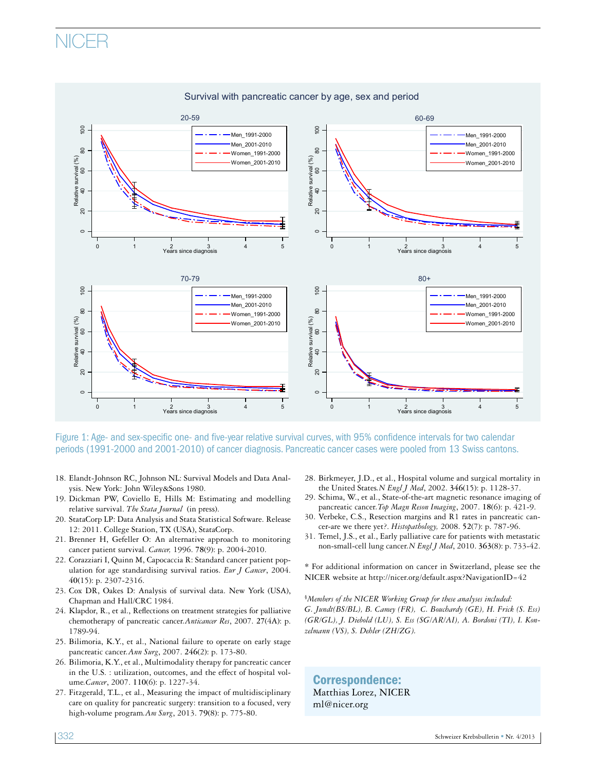Survival with pancreatic cancer by age, sex and period

20-59

60-69

70-79

80+

Relative survival (%)

Years since diagnosis

0 20 40 60 80 100

0 1 2 3 4 5

Men_1991-2000
Men_2001-2010
Women_1991-2000
Women_2001-2010

Figure 1: Age- and sex-specific one- and five-year relative survival curves, with 95% confidence intervals for two calendar periods (1991-2000 and 2001-2010) of cancer diagnosis. Pancreatic cancer cases were pooled from 13 Swiss cantons.

18. Elandt-Johnson RC, Johnson NL: Survival Models and Data Analysis. New York: John Wiley&Sons 1980.
19. Dickman PW, Coviello E, Hills M: Estimating and modelling relative survival. *The Stata Journal* (in press).
20. StataCorp LP: Data Analysis and Stata Statistical Software. Release 12: 2011. College Station, TX (USA), StataCorp.
21. Brenner H, Gefeller O: An alternative approach to monitoring cancer patient survival. *Cancer,* 1996. **78**(9): p. 2004-2010.
22. Corazziari I, Quinn M, Capocaccia R: Standard cancer patient population for age standardising survival ratios. *Eur J Cancer*, 2004. **40**(15): p. 2307-2316.
23. Cox DR, Oakes D: Analysis of survival data. New York (USA), Chapman and Hall/CRC 1984.
24. Klapdor, R., et al., Reflections on treatment strategies for palliative chemotherapy of pancreatic cancer. *Anticancer Res*, 2007. **27**(4A): p. 1789-94.
25. Bilimoria, K.Y., et al., National failure to operate on early stage pancreatic cancer. *Ann Surg*, 2007. **246**(2): p. 173-80.
26. Bilimoria, K.Y., et al., Multimodality therapy for pancreatic cancer in the U.S. : utilization, outcomes, and the effect of hospital volume. *Cancer*, 2007. **110**(6): p. 1227-34.
27. Fitzgerald, T.L., et al., Measuring the impact of multidisciplinary care on quality for pancreatic surgery: transition to a focused, very high-volume program. *Am Surg*, 2013. **79**(8): p. 775-80.
28. Birkmeyer, J.D., et al., Hospital volume and surgical mortality in the United States. *N Engl J Med*, 2002. **346**(15): p. 1128-37.
29. Schima, W., et al., State-of-the-art magnetic resonance imaging of pancreatic cancer. *Top Magn Reson Imaging*, 2007. **18**(6): p. 421-9.
30. Verbeke, C.S., Resection margins and R1 rates in pancreatic cancer-are we there yet?. *Histopathology,* 2008. **52**(7): p. 787-96.
31. Temel, J.S., et al., Early palliative care for patients with metastatic non-small-cell lung cancer. *N Engl J Med*, 2010. **363**(8): p. 733-42.

* For additional information on cancer in Switzerland, please see the NICER website at http://nicer.org/default.aspx?NavigationID=42

§ *Members of the NICER Working Group for these analyses included: G. Jundt(BS/BL), B. Camey (FR), C. Bouchardy (GE), H. Frick (S. Ess) (GR/GL), J. Diebold (LU), S. Ess (SG/AR/AI), A. Bordoni (TI), I. Konzelmann (VS), S. Dehler (ZH/ZG).*

## Correspondence:

Matthias Lorez, NICER
ml@nicer.org